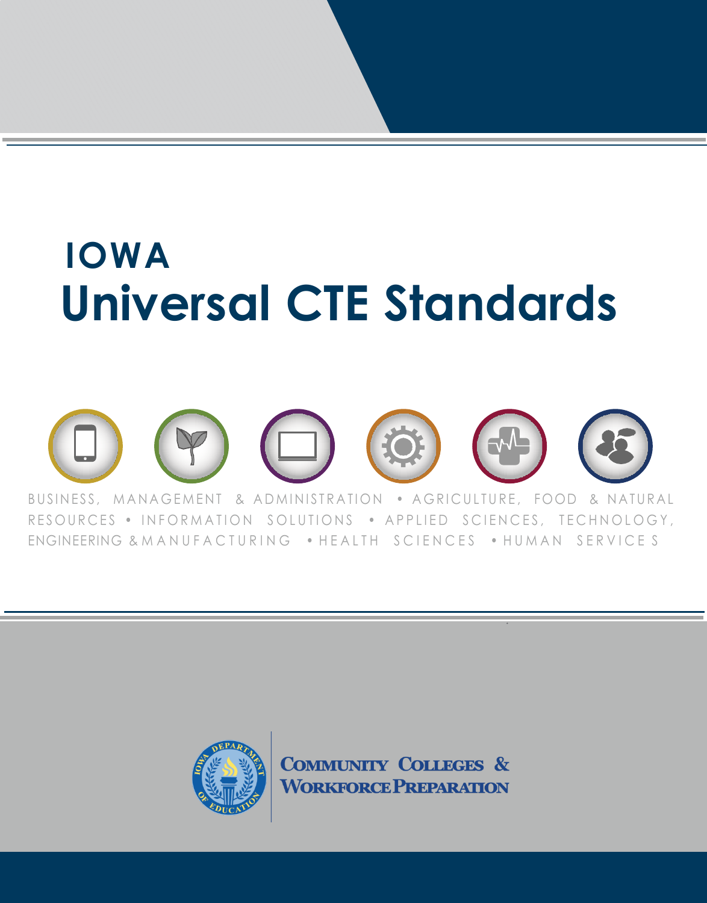# IOWA
# Universal CTE Standards

BUSINESS, MANAGEMENT & ADMINISTRATION • AGRICULTURE, FOOD & NATURAL RESOURCES • INFORMATION SOLUTIONS • APPLIED SCIENCES, TECHNOLOGY, ENGINEERING & MANUFACTURING • HEALTH SCIENCES • HUMAN SERVICES

COMMUNITY COLLEGES & WORKFORCE PREPARATION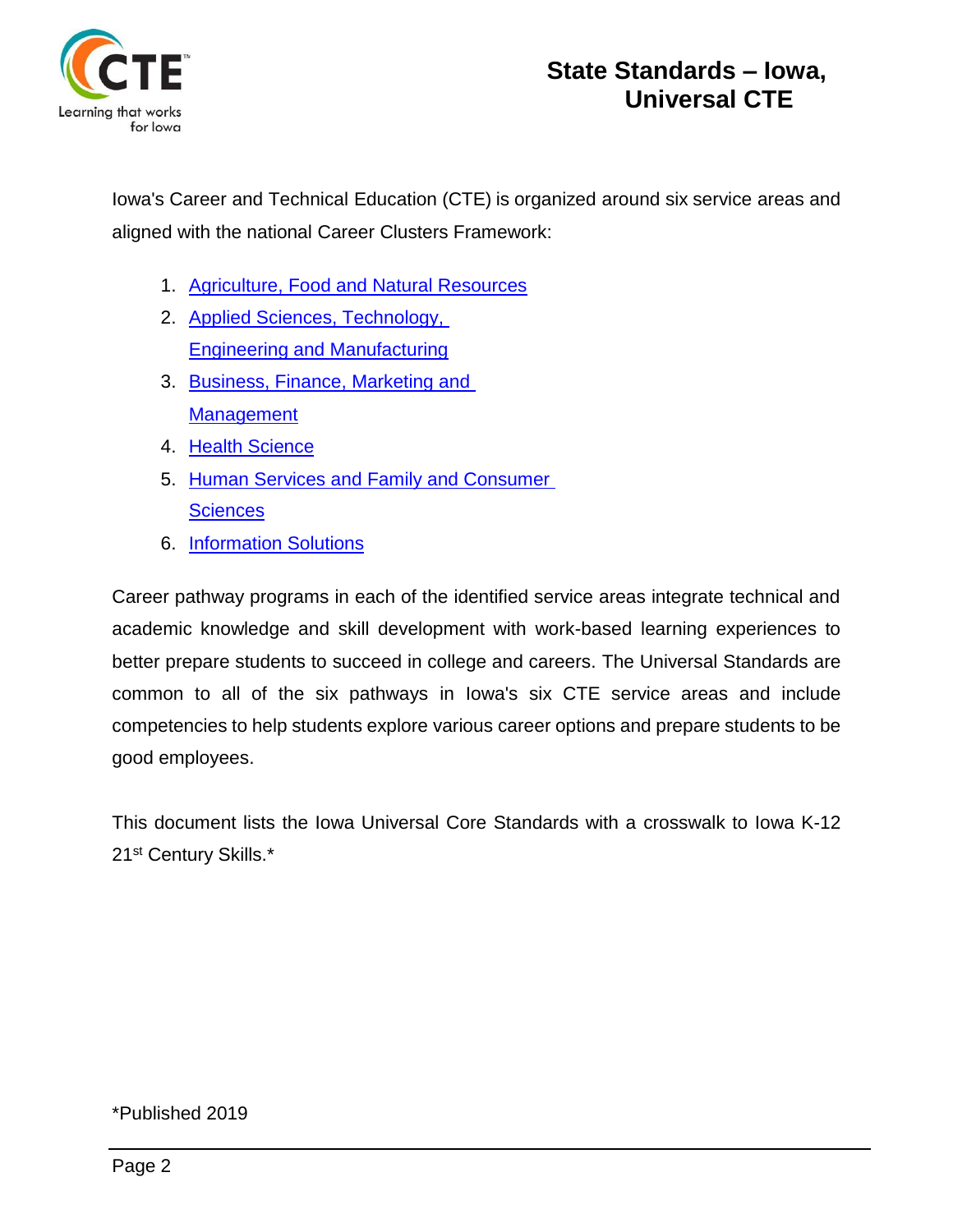# State Standards – Iowa, Universal CTE

Iowa's Career and Technical Education (CTE) is organized around six service areas and aligned with the national Career Clusters Framework:

1. Agriculture, Food and Natural Resources
2. Applied Sciences, Technology, Engineering and Manufacturing
3. Business, Finance, Marketing and Management
4. Health Science
5. Human Services and Family and Consumer Sciences
6. Information Solutions

Career pathway programs in each of the identified service areas integrate technical and academic knowledge and skill development with work-based learning experiences to better prepare students to succeed in college and careers. The Universal Standards are common to all of the six pathways in Iowa's six CTE service areas and include competencies to help students explore various career options and prepare students to be good employees.

This document lists the Iowa Universal Core Standards with a crosswalk to Iowa K-12 21st Century Skills.*

*Published 2019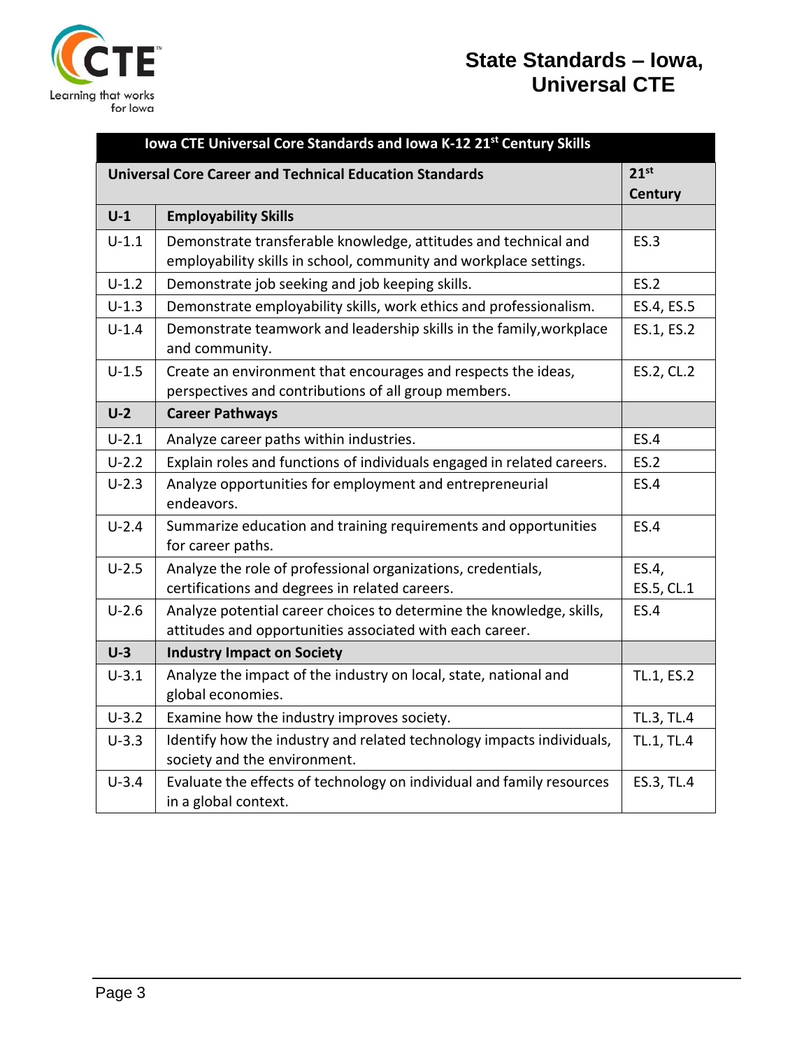# State Standards – Iowa, Universal CTE

| Iowa CTE Universal Core Standards and Iowa K-12 21st Century Skills | | |
|---|---|---|
| **Universal Core Career and Technical Education Standards** | | **21st Century** |
| **U-1** | **Employability Skills** | |
| U-1.1 | Demonstrate transferable knowledge, attitudes and technical and employability skills in school, community and workplace settings. | ES.3 |
| U-1.2 | Demonstrate job seeking and job keeping skills. | ES.2 |
| U-1.3 | Demonstrate employability skills, work ethics and professionalism. | ES.4, ES.5 |
| U-1.4 | Demonstrate teamwork and leadership skills in the family,workplace and community. | ES.1, ES.2 |
| U-1.5 | Create an environment that encourages and respects the ideas, perspectives and contributions of all group members. | ES.2, CL.2 |
| **U-2** | **Career Pathways** | |
| U-2.1 | Analyze career paths within industries. | ES.4 |
| U-2.2 | Explain roles and functions of individuals engaged in related careers. | ES.2 |
| U-2.3 | Analyze opportunities for employment and entrepreneurial endeavors. | ES.4 |
| U-2.4 | Summarize education and training requirements and opportunities for career paths. | ES.4 |
| U-2.5 | Analyze the role of professional organizations, credentials, certifications and degrees in related careers. | ES.4, ES.5, CL.1 |
| U-2.6 | Analyze potential career choices to determine the knowledge, skills, attitudes and opportunities associated with each career. | ES.4 |
| **U-3** | **Industry Impact on Society** | |
| U-3.1 | Analyze the impact of the industry on local, state, national and global economies. | TL.1, ES.2 |
| U-3.2 | Examine how the industry improves society. | TL.3, TL.4 |
| U-3.3 | Identify how the industry and related technology impacts individuals, society and the environment. | TL.1, TL.4 |
| U-3.4 | Evaluate the effects of technology on individual and family resources in a global context. | ES.3, TL.4 |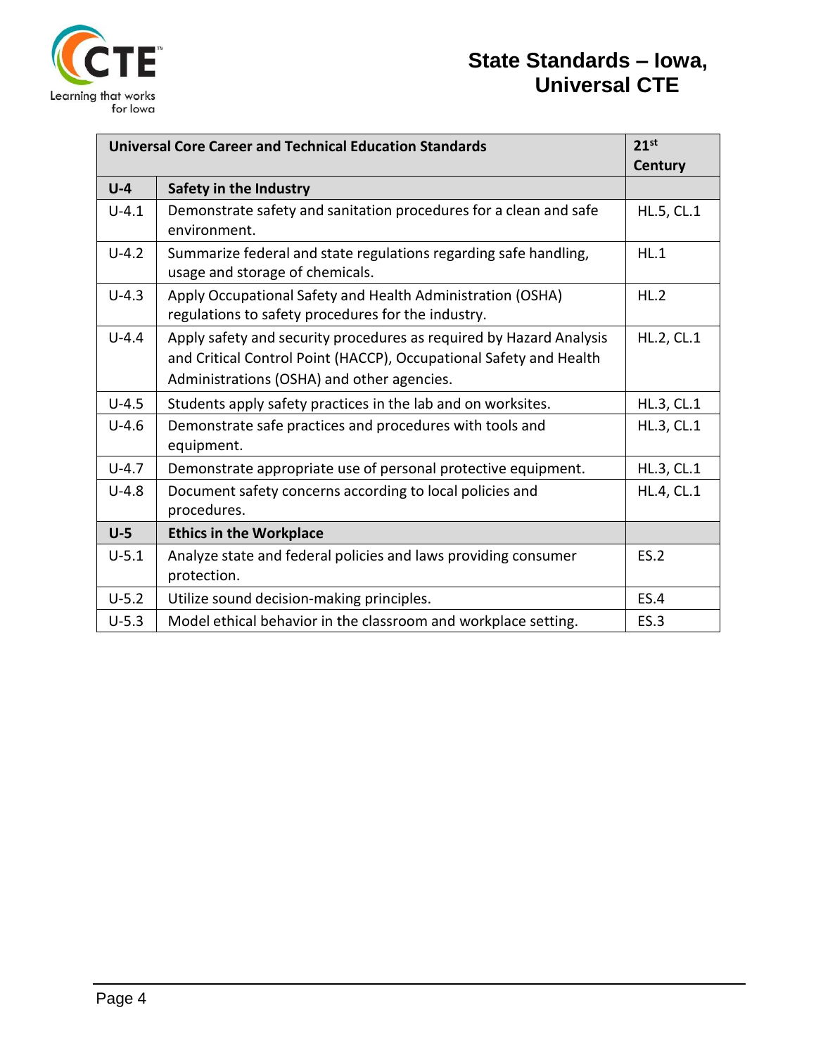| Universal Core Career and Technical Education Standards | | 21st Century |
|---|---|---|
| **U-4** | **Safety in the Industry** | |
| U-4.1 | Demonstrate safety and sanitation procedures for a clean and safe environment. | HL.5, CL.1 |
| U-4.2 | Summarize federal and state regulations regarding safe handling, usage and storage of chemicals. | HL.1 |
| U-4.3 | Apply Occupational Safety and Health Administration (OSHA) regulations to safety procedures for the industry. | HL.2 |
| U-4.4 | Apply safety and security procedures as required by Hazard Analysis and Critical Control Point (HACCP), Occupational Safety and Health Administrations (OSHA) and other agencies. | HL.2, CL.1 |
| U-4.5 | Students apply safety practices in the lab and on worksites. | HL.3, CL.1 |
| U-4.6 | Demonstrate safe practices and procedures with tools and equipment. | HL.3, CL.1 |
| U-4.7 | Demonstrate appropriate use of personal protective equipment. | HL.3, CL.1 |
| U-4.8 | Document safety concerns according to local policies and procedures. | HL.4, CL.1 |
| **U-5** | **Ethics in the Workplace** | |
| U-5.1 | Analyze state and federal policies and laws providing consumer protection. | ES.2 |
| U-5.2 | Utilize sound decision-making principles. | ES.4 |
| U-5.3 | Model ethical behavior in the classroom and workplace setting. | ES.3 |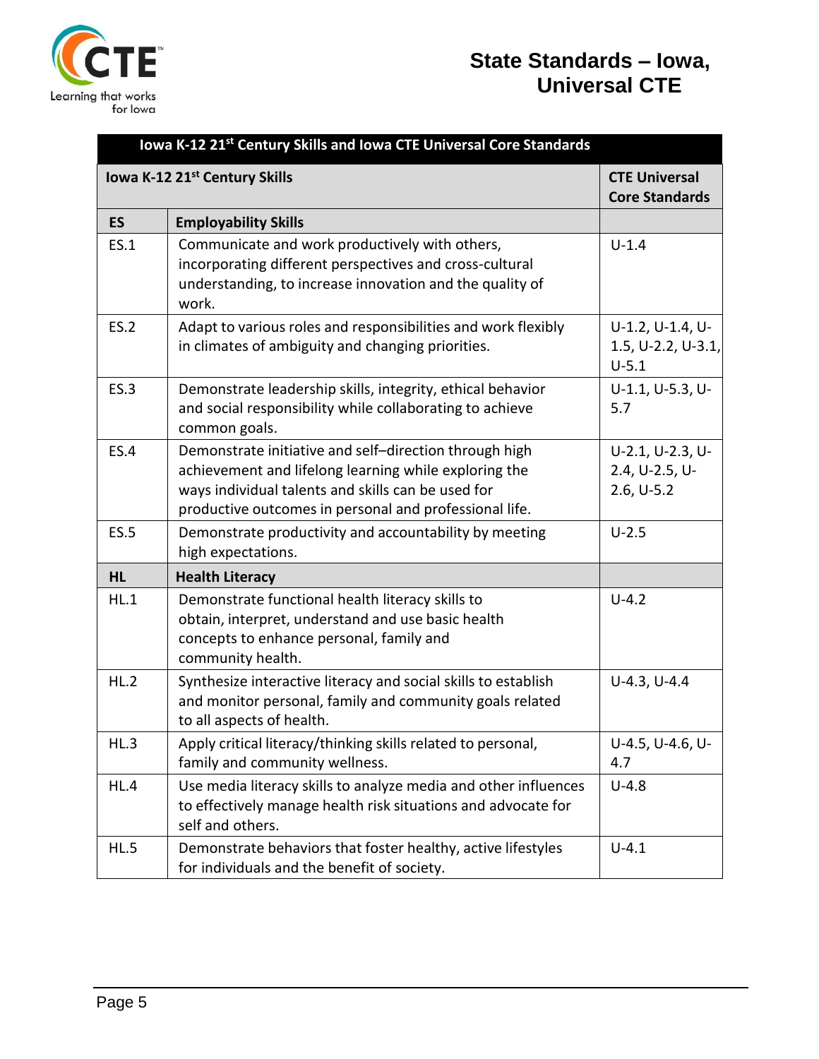| Iowa K-12 21st Century Skills and Iowa CTE Universal Core Standards | | |
|---|---|---|
| **Iowa K-12 21st Century Skills** | | **CTE Universal Core Standards** |
| **ES** | **Employability Skills** | |
| ES.1 | Communicate and work productively with others, incorporating different perspectives and cross-cultural understanding, to increase innovation and the quality of work. | U-1.4 |
| ES.2 | Adapt to various roles and responsibilities and work flexibly in climates of ambiguity and changing priorities. | U-1.2, U-1.4, U-1.5, U-2.2, U-3.1, U-5.1 |
| ES.3 | Demonstrate leadership skills, integrity, ethical behavior and social responsibility while collaborating to achieve common goals. | U-1.1, U-5.3, U-5.7 |
| ES.4 | Demonstrate initiative and self–direction through high achievement and lifelong learning while exploring the ways individual talents and skills can be used for productive outcomes in personal and professional life. | U-2.1, U-2.3, U-2.4, U-2.5, U-2.6, U-5.2 |
| ES.5 | Demonstrate productivity and accountability by meeting high expectations. | U-2.5 |
| **HL** | **Health Literacy** | |
| HL.1 | Demonstrate functional health literacy skills to obtain, interpret, understand and use basic health concepts to enhance personal, family and community health. | U-4.2 |
| HL.2 | Synthesize interactive literacy and social skills to establish and monitor personal, family and community goals related to all aspects of health. | U-4.3, U-4.4 |
| HL.3 | Apply critical literacy/thinking skills related to personal, family and community wellness. | U-4.5, U-4.6, U-4.7 |
| HL.4 | Use media literacy skills to analyze media and other influences to effectively manage health risk situations and advocate for self and others. | U-4.8 |
| HL.5 | Demonstrate behaviors that foster healthy, active lifestyles for individuals and the benefit of society. | U-4.1 |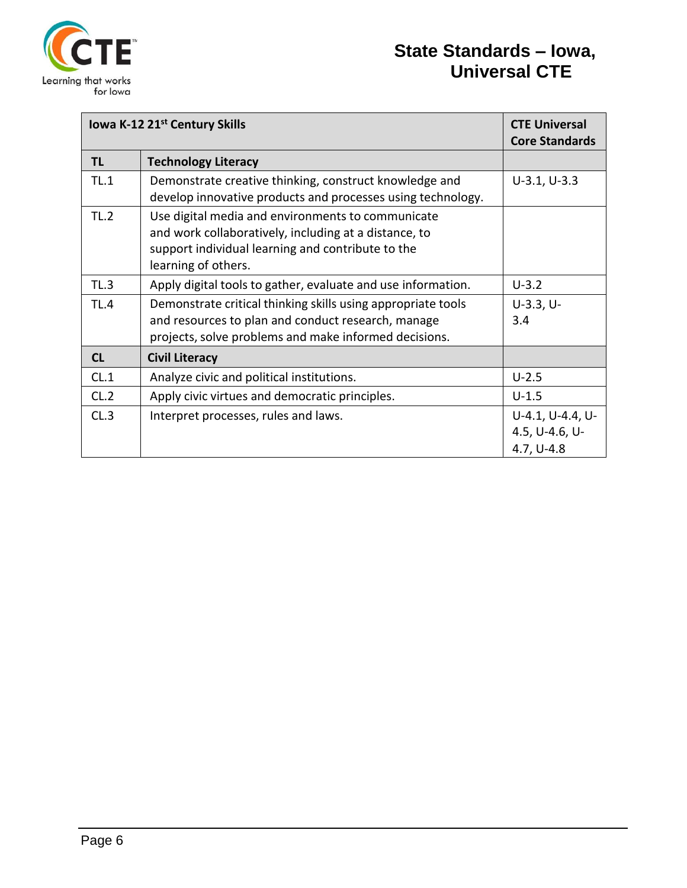| Iowa K-12 21st Century Skills | | CTE Universal Core Standards |
|---|---|---|
| **TL** | **Technology Literacy** | |
| TL.1 | Demonstrate creative thinking, construct knowledge and develop innovative products and processes using technology. | U-3.1, U-3.3 |
| TL.2 | Use digital media and environments to communicate and work collaboratively, including at a distance, to support individual learning and contribute to the learning of others. | |
| TL.3 | Apply digital tools to gather, evaluate and use information. | U-3.2 |
| TL.4 | Demonstrate critical thinking skills using appropriate tools and resources to plan and conduct research, manage projects, solve problems and make informed decisions. | U-3.3, U-3.4 |
| **CL** | **Civil Literacy** | |
| CL.1 | Analyze civic and political institutions. | U-2.5 |
| CL.2 | Apply civic virtues and democratic principles. | U-1.5 |
| CL.3 | Interpret processes, rules and laws. | U-4.1, U-4.4, U-4.5, U-4.6, U-4.7, U-4.8 |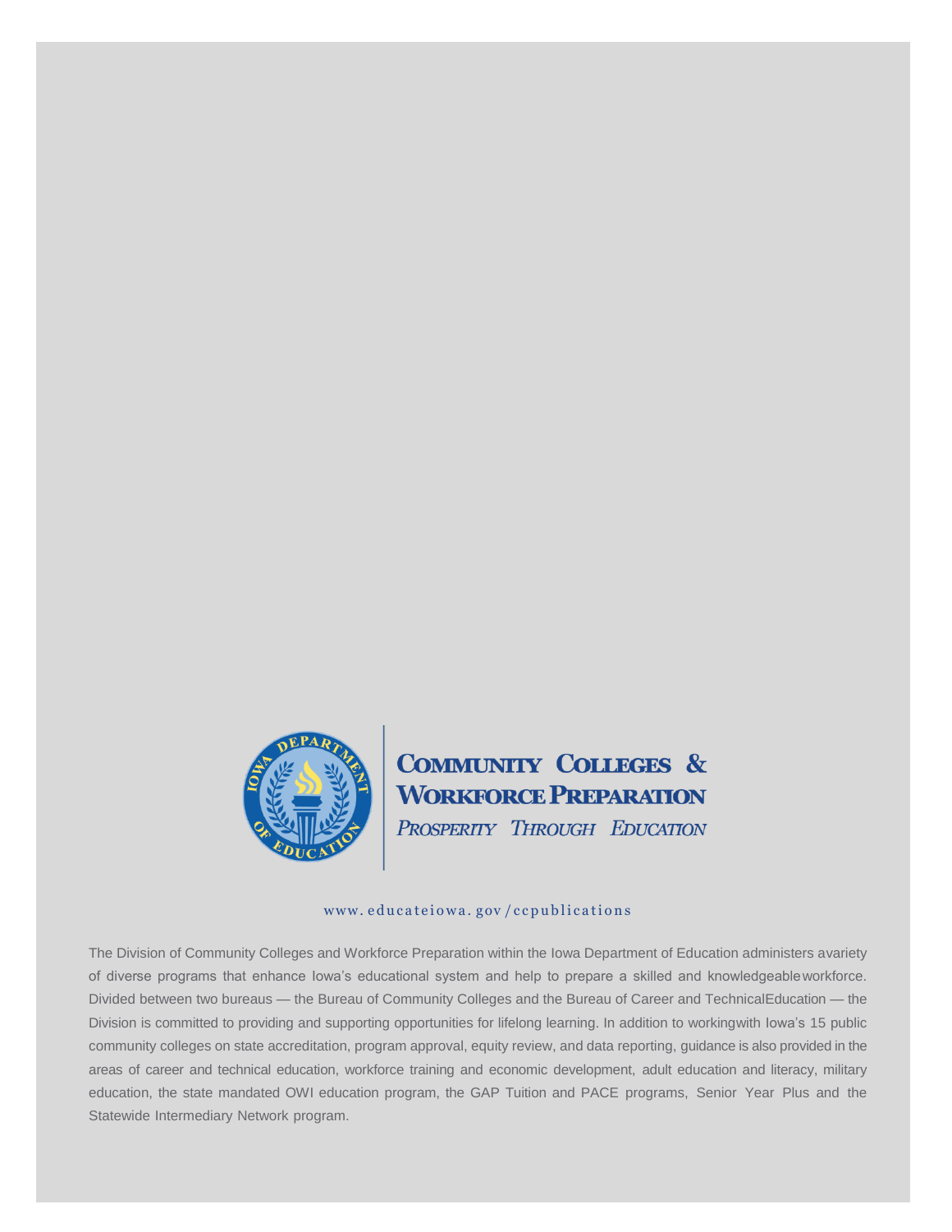**COMMUNITY COLLEGES &**
**WORKFORCE PREPARATION**
*PROSPERITY THROUGH EDUCATION*

www.educateiowa.gov/ccpublications

The Division of Community Colleges and Workforce Preparation within the Iowa Department of Education administers avariety of diverse programs that enhance Iowa's educational system and help to prepare a skilled and knowledgeableworkforce. Divided between two bureaus — the Bureau of Community Colleges and the Bureau of Career and TechnicalEducation — the Division is committed to providing and supporting opportunities for lifelong learning. In addition to workingwith Iowa's 15 public community colleges on state accreditation, program approval, equity review, and data reporting, guidance is also provided in the areas of career and technical education, workforce training and economic development, adult education and literacy, military education, the state mandated OWI education program, the GAP Tuition and PACE programs, Senior Year Plus and the Statewide Intermediary Network program.